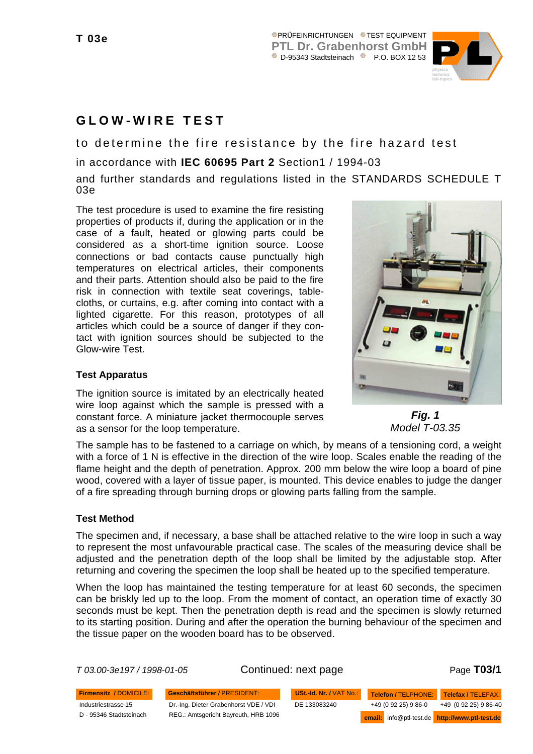T 03e

PRÜFEINRICHTUNGEN TEST EQUIPMENT
**PTL Dr. Grabenhorst GmbH**
D-95343 Stadtsteinach P.O. BOX 12 53

# GLOW-WIRE TEST

## to determine the fire resistance by the fire hazard test

in accordance with **IEC 60695 Part 2** Section1 / 1994-03

and further standards and regulations listed in the STANDARDS SCHEDULE T 03e

The test procedure is used to examine the fire resisting properties of products if, during the application or in the case of a fault, heated or glowing parts could be considered as a short-time ignition source. Loose connections or bad contacts cause punctually high temperatures on electrical articles, their components and their parts. Attention should also be paid to the fire risk in connection with textile seat coverings, table-cloths, or curtains, e.g. after coming into contact with a lighted cigarette. For this reason, prototypes of all articles which could be a source of danger if they contact with ignition sources should be subjected to the Glow-wire Test.

***Fig. 1***
*Model T-03.35*

### Test Apparatus

The ignition source is imitated by an electrically heated wire loop against which the sample is pressed with a constant force. A miniature jacket thermocouple serves as a sensor for the loop temperature.

The sample has to be fastened to a carriage on which, by means of a tensioning cord, a weight with a force of 1 N is effective in the direction of the wire loop. Scales enable the reading of the flame height and the depth of penetration. Approx. 200 mm below the wire loop a board of pine wood, covered with a layer of tissue paper, is mounted. This device enables to judge the danger of a fire spreading through burning drops or glowing parts falling from the sample.

### Test Method

The specimen and, if necessary, a base shall be attached relative to the wire loop in such a way to represent the most unfavourable practical case. The scales of the measuring device shall be adjusted and the penetration depth of the loop shall be limited by the adjustable stop. After returning and covering the specimen the loop shall be heated up to the specified temperature.

When the loop has maintained the testing temperature for at least 60 seconds, the specimen can be briskly led up to the loop. From the moment of contact, an operation time of exactly 30 seconds must be kept. Then the penetration depth is read and the specimen is slowly returned to its starting position. During and after the operation the burning behaviour of the specimen and the tissue paper on the wooden board has to be observed.

*T 03.00-3e197 / 1998-01-05* Continued: next page Page **T03/1**

| **Firmensitz / DOMICILE:** | **Geschäftsführer / PRESIDENT:** | **USt.-Id. Nr. / VAT No.:** | **Telefon / TELPHONE:** | **Telefax / TELEFAX:** |
|---|---|---|---|---|
| Industriestrasse 15 | Dr.-Ing. Dieter Grabenhorst VDE / VDI | DE 133083240 | +49 (0 92 25) 9 86-0 | +49 (0 92 25) 9 86-40 |
| D - 95346 Stadtsteinach | REG.: Amtsgericht Bayreuth, HRB 1096 | | **email:** info@ptl-test.de | **http://www.ptl-test.de** |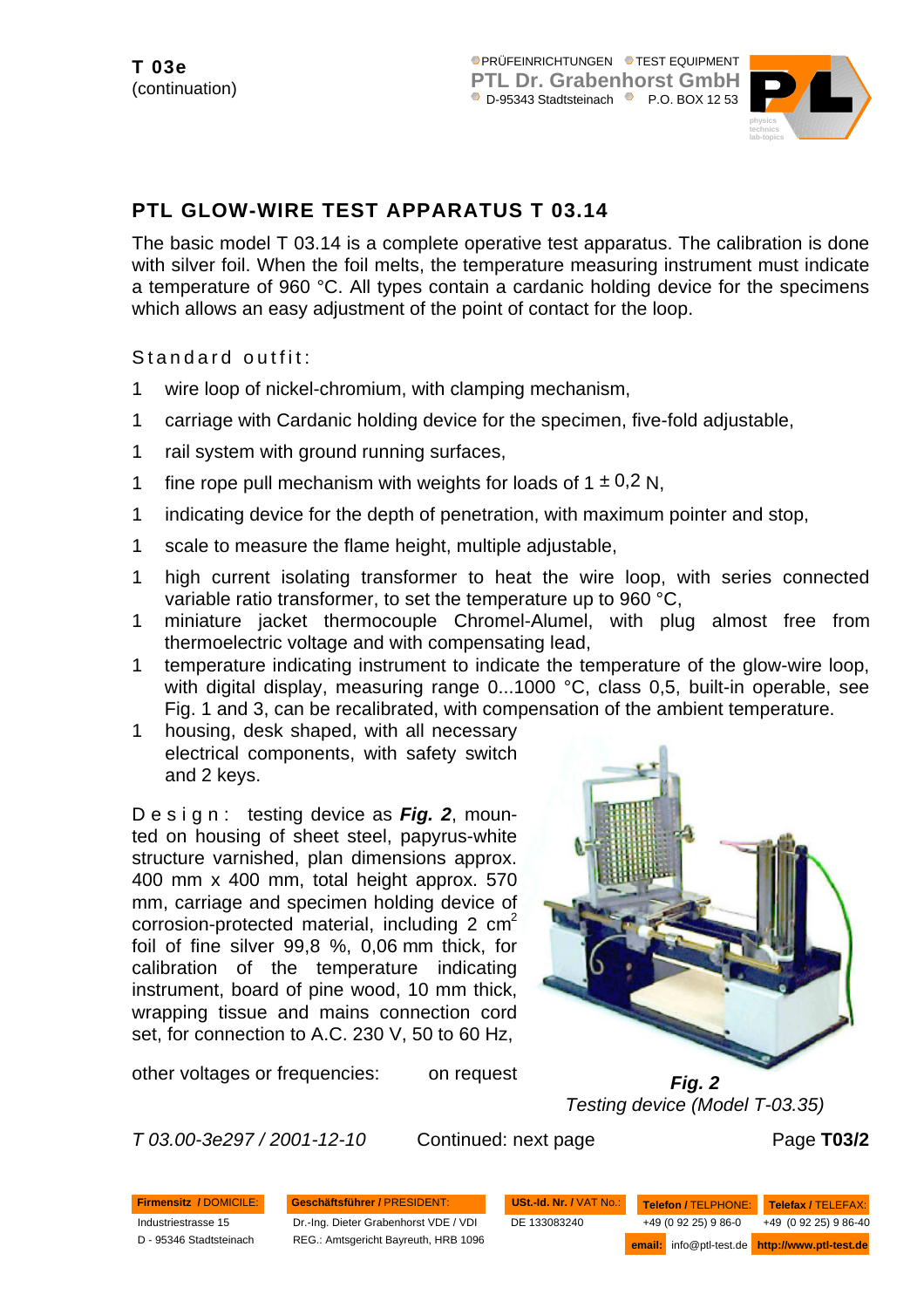T 03e
(continuation)

## PTL GLOW-WIRE TEST APPARATUS T 03.14

The basic model T 03.14 is a complete operative test apparatus. The calibration is done with silver foil. When the foil melts, the temperature measuring instrument must indicate a temperature of 960 °C. All types contain a cardanic holding device for the specimens which allows an easy adjustment of the point of contact for the loop.

Standard outfit:

1 wire loop of nickel-chromium, with clamping mechanism,

1 carriage with Cardanic holding device for the specimen, five-fold adjustable,

1 rail system with ground running surfaces,

1 fine rope pull mechanism with weights for loads of 1 ± 0,2 N,

1 indicating device for the depth of penetration, with maximum pointer and stop,

1 scale to measure the flame height, multiple adjustable,

1 high current isolating transformer to heat the wire loop, with series connected variable ratio transformer, to set the temperature up to 960 °C,

1 miniature jacket thermocouple Chromel-Alumel, with plug almost free from thermoelectric voltage and with compensating lead,

1 temperature indicating instrument to indicate the temperature of the glow-wire loop, with digital display, measuring range 0...1000 °C, class 0,5, built-in operable, see Fig. 1 and 3, can be recalibrated, with compensation of the ambient temperature.

1 housing, desk shaped, with all necessary electrical components, with safety switch and 2 keys.

Design: testing device as ***Fig. 2***, mounted on housing of sheet steel, papyrus-white structure varnished, plan dimensions approx. 400 mm x 400 mm, total height approx. 570 mm, carriage and specimen holding device of corrosion-protected material, including 2 cm$^2$ foil of fine silver 99,8 %, 0,06 mm thick, for calibration of the temperature indicating instrument, board of pine wood, 10 mm thick, wrapping tissue and mains connection cord set, for connection to A.C. 230 V, 50 to 60 Hz,

other voltages or frequencies: on request

***Fig. 2***
*Testing device (Model T-03.35)*

*T 03.00-3e297 / 2001-12-10* Continued: next page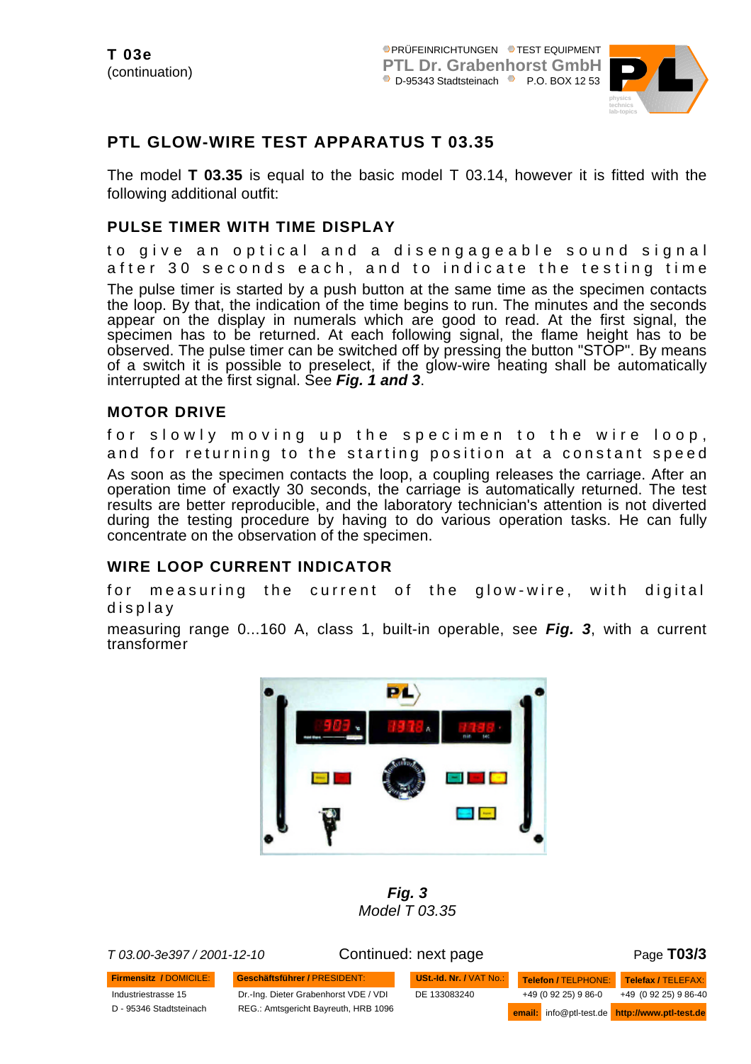**T 03e**
(continuation)

# PTL GLOW-WIRE TEST APPARATUS T 03.35

The model **T 03.35** is equal to the basic model T 03.14, however it is fitted with the following additional outfit:

## PULSE TIMER WITH TIME DISPLAY

to give an optical and a disengageable sound signal after 30 seconds each, and to indicate the testing time

The pulse timer is started by a push button at the same time as the specimen contacts the loop. By that, the indication of the time begins to run. The minutes and the seconds appear on the display in numerals which are good to read. At the first signal, the specimen has to be returned. At each following signal, the flame height has to be observed. The pulse timer can be switched off by pressing the button "STOP". By means of a switch it is possible to preselect, if the glow-wire heating shall be automatically interrupted at the first signal. See ***Fig. 1 and 3***.

## MOTOR DRIVE

for slowly moving up the specimen to the wire loop, and for returning to the starting position at a constant speed

As soon as the specimen contacts the loop, a coupling releases the carriage. After an operation time of exactly 30 seconds, the carriage is automatically returned. The test results are better reproducible, and the laboratory technician's attention is not diverted during the testing procedure by having to do various operation tasks. He can fully concentrate on the observation of the specimen.

## WIRE LOOP CURRENT INDICATOR

for measuring the current of the glow-wire, with digital display

measuring range 0...160 A, class 1, built-in operable, see ***Fig. 3***, with a current transformer

***Fig. 3***
*Model T 03.35*

*T 03.00-3e397 / 2001-12-10* Continued: next page

| Firmensitz / DOMICILE: | Geschäftsführer / PRESIDENT: | USt.-Id. Nr. / VAT No.: | Telefon / TELPHONE: | Telefax / TELEFAX: |
|---|---|---|---|---|
| Industriestrasse 15 | Dr.-Ing. Dieter Grabenhorst VDE / VDI | DE 133083240 | +49 (0 92 25) 9 86-0 | +49 (0 92 25) 9 86-40 |
| D - 95346 Stadtsteinach | REG.: Amtsgericht Bayreuth, HRB 1096 | | email: info@ptl-test.de | http://www.ptl-test.de |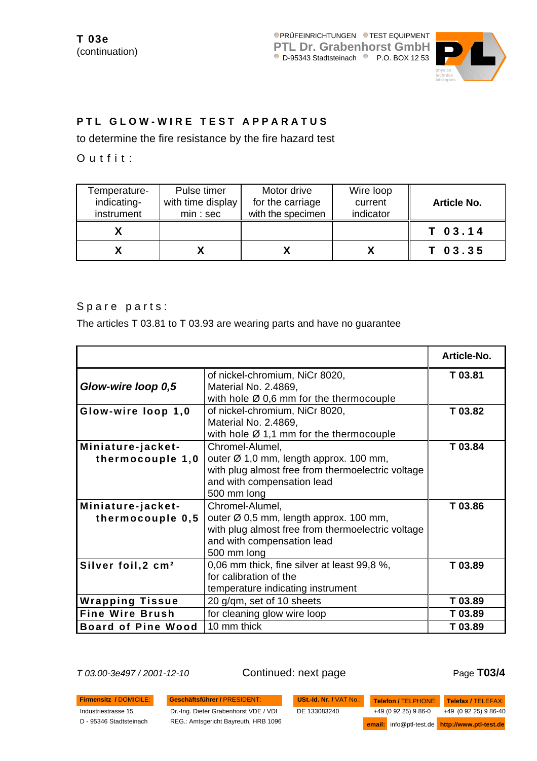T 03e
(continuation)

## PTL GLOW-WIRE TEST APPARATUS

to determine the fire resistance by the fire hazard test

Outfit:

| Temperature-indicating-instrument | Pulse timer with time display min : sec | Motor drive for the carriage with the specimen | Wire loop current indicator | **Article No.** |
|---|---|---|---|---|
| **X** | | | | **T 03.14** |
| **X** | **X** | **X** | **X** | **T 03.35** |

Spare parts:

The articles T 03.81 to T 03.93 are wearing parts and have no guarantee

| | | **Article-No.** |
|---|---|---|
| ***Glow-wire loop 0,5*** | of nickel-chromium, NiCr 8020, Material No. 2.4869, with hole Ø 0,6 mm for the thermocouple | **T 03.81** |
| **Glow-wire loop 1,0** | of nickel-chromium, NiCr 8020, Material No. 2.4869, with hole Ø 1,1 mm for the thermocouple | **T 03.82** |
| **Miniature-jacket-thermocouple 1,0** | Chromel-Alumel, outer Ø 1,0 mm, length approx. 100 mm, with plug almost free from thermoelectric voltage and with compensation lead 500 mm long | **T 03.84** |
| **Miniature-jacket-thermocouple 0,5** | Chromel-Alumel, outer Ø 0,5 mm, length approx. 100 mm, with plug almost free from thermoelectric voltage and with compensation lead 500 mm long | **T 03.86** |
| **Silver foil,2 cm²** | 0,06 mm thick, fine silver at least 99,8 %, for calibration of the temperature indicating instrument | **T 03.89** |
| **Wrapping Tissue** | 20 g/qm, set of 10 sheets | **T 03.89** |
| **Fine Wire Brush** | for cleaning glow wire loop | **T 03.89** |
| **Board of Pine Wood** | 10 mm thick | **T 03.89** |

*T 03.00-3e497 / 2001-12-10*

Continued: next page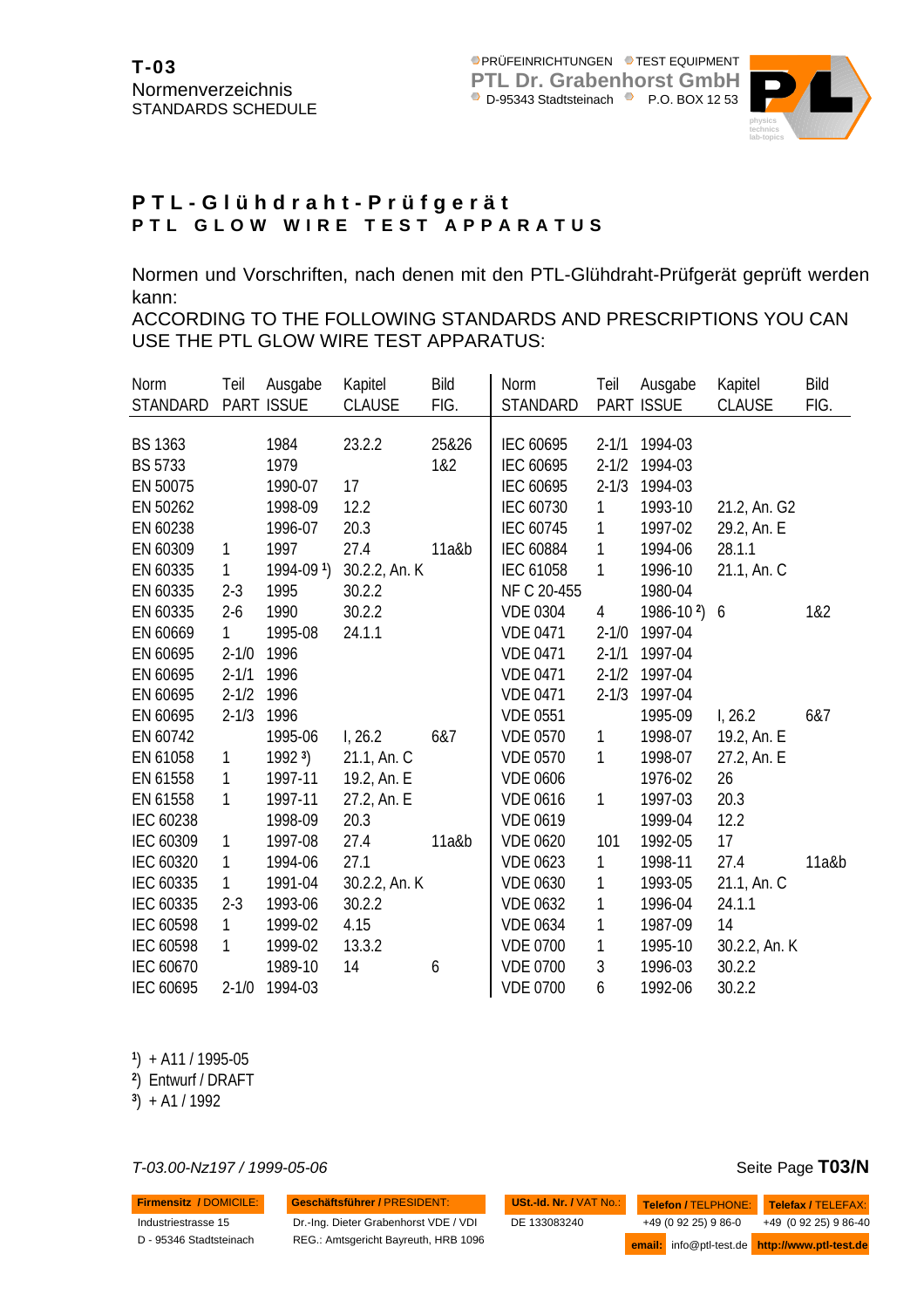**T-03**
Normenverzeichnis
STANDARDS SCHEDULE

PRÜFEINRICHTUNGEN TEST EQUIPMENT
**PTL Dr. Grabenhorst GmbH**
D-95343 Stadtsteinach P.O. BOX 12 53

# PTL-Glühdraht-Prüfgerät
## PTL GLOW WIRE TEST APPARATUS

Normen und Vorschriften, nach denen mit den PTL-Glühdraht-Prüfgerät geprüft werden kann:
ACCORDING TO THE FOLLOWING STANDARDS AND PRESCRIPTIONS YOU CAN USE THE PTL GLOW WIRE TEST APPARATUS:

| Norm STANDARD | Teil PART | Ausgabe ISSUE | Kapitel CLAUSE | Bild FIG. |
|---|---|---|---|---|
| BS 1363 | | 1984 | 23.2.2 | 25&26 |
| BS 5733 | | 1979 | | 1&2 |
| EN 50075 | | 1990-07 | 17 | |
| EN 50262 | | 1998-09 | 12.2 | |
| EN 60238 | | 1996-07 | 20.3 | |
| EN 60309 | 1 | 1997 | 27.4 | 11a&b |
| EN 60335 | 1 | 1994-09 [1]) | 30.2.2, An. K | |
| EN 60335 | 2-3 | 1995 | 30.2.2 | |
| EN 60335 | 2-6 | 1990 | 30.2.2 | |
| EN 60669 | 1 | 1995-08 | 24.1.1 | |
| EN 60695 | 2-1/0 | 1996 | | |
| EN 60695 | 2-1/1 | 1996 | | |
| EN 60695 | 2-1/2 | 1996 | | |
| EN 60695 | 2-1/3 | 1996 | | |
| EN 60742 | | 1995-06 | I, 26.2 | 6&7 |
| EN 61058 | 1 | 1992 [3]) | 21.1, An. C | |
| EN 61558 | 1 | 1997-11 | 19.2, An. E | |
| EN 61558 | 1 | 1997-11 | 27.2, An. E | |
| IEC 60238 | | 1998-09 | 20.3 | |
| IEC 60309 | 1 | 1997-08 | 27.4 | 11a&b |
| IEC 60320 | 1 | 1994-06 | 27.1 | |
| IEC 60335 | 1 | 1991-04 | 30.2.2, An. K | |
| IEC 60335 | 2-3 | 1993-06 | 30.2.2 | |
| IEC 60598 | 1 | 1999-02 | 4.15 | |
| IEC 60598 | 1 | 1999-02 | 13.3.2 | |
| IEC 60670 | | 1989-10 | 14 | 6 |
| IEC 60695 | 2-1/0 | 1994-03 | | |
| IEC 60695 | 2-1/1 | 1994-03 | | |
| IEC 60695 | 2-1/2 | 1994-03 | | |
| IEC 60695 | 2-1/3 | 1994-03 | | |
| IEC 60730 | 1 | 1993-10 | 21.2, An. G2 | |
| IEC 60745 | 1 | 1997-02 | 29.2, An. E | |
| IEC 60884 | 1 | 1994-06 | 28.1.1 | |
| IEC 61058 | 1 | 1996-10 | 21.1, An. C | |
| NF C 20-455 | | 1980-04 | | |
| VDE 0304 | 4 | 1986-10 [2]) | 6 | 1&2 |
| VDE 0471 | 2-1/0 | 1997-04 | | |
| VDE 0471 | 2-1/1 | 1997-04 | | |
| VDE 0471 | 2-1/2 | 1997-04 | | |
| VDE 0471 | 2-1/3 | 1997-04 | | |
| VDE 0551 | | 1995-09 | I, 26.2 | 6&7 |
| VDE 0570 | 1 | 1998-07 | 19.2, An. E | |
| VDE 0570 | 1 | 1998-07 | 27.2, An. E | |
| VDE 0606 | | 1976-02 | 26 | |
| VDE 0616 | 1 | 1997-03 | 20.3 | |
| VDE 0619 | | 1999-04 | 12.2 | |
| VDE 0620 | 101 | 1992-05 | 17 | |
| VDE 0623 | 1 | 1998-11 | 27.4 | 11a&b |
| VDE 0630 | 1 | 1993-05 | 21.1, An. C | |
| VDE 0632 | 1 | 1996-04 | 24.1.1 | |
| VDE 0634 | 1 | 1987-09 | 14 | |
| VDE 0700 | 1 | 1995-10 | 30.2.2, An. K | |
| VDE 0700 | 3 | 1996-03 | 30.2.2 | |
| VDE 0700 | 6 | 1992-06 | 30.2.2 | |

[1]) + A11 / 1995-05
[2]) Entwurf / DRAFT
[3]) + A1 / 1992

*T-03.00-Nz197 / 1999-05-06* Seite Page **T03/N**

| **Firmensitz / DOMICILE:** | **Geschäftsführer / PRESIDENT:** | **USt.-Id. Nr. / VAT No.:** | **Telefon / TELPHONE:** | **Telefax / TELEFAX:** |
|---|---|---|---|---|
| Industriestrasse 15 | Dr.-Ing. Dieter Grabenhorst VDE / VDI | DE 133083240 | +49 (0 92 25) 9 86-0 | +49 (0 92 25) 9 86-40 |
| D - 95346 Stadtsteinach | REG.: Amtsgericht Bayreuth, HRB 1096 | | **email:** info@ptl-test.de | **http://www.ptl-test.de** |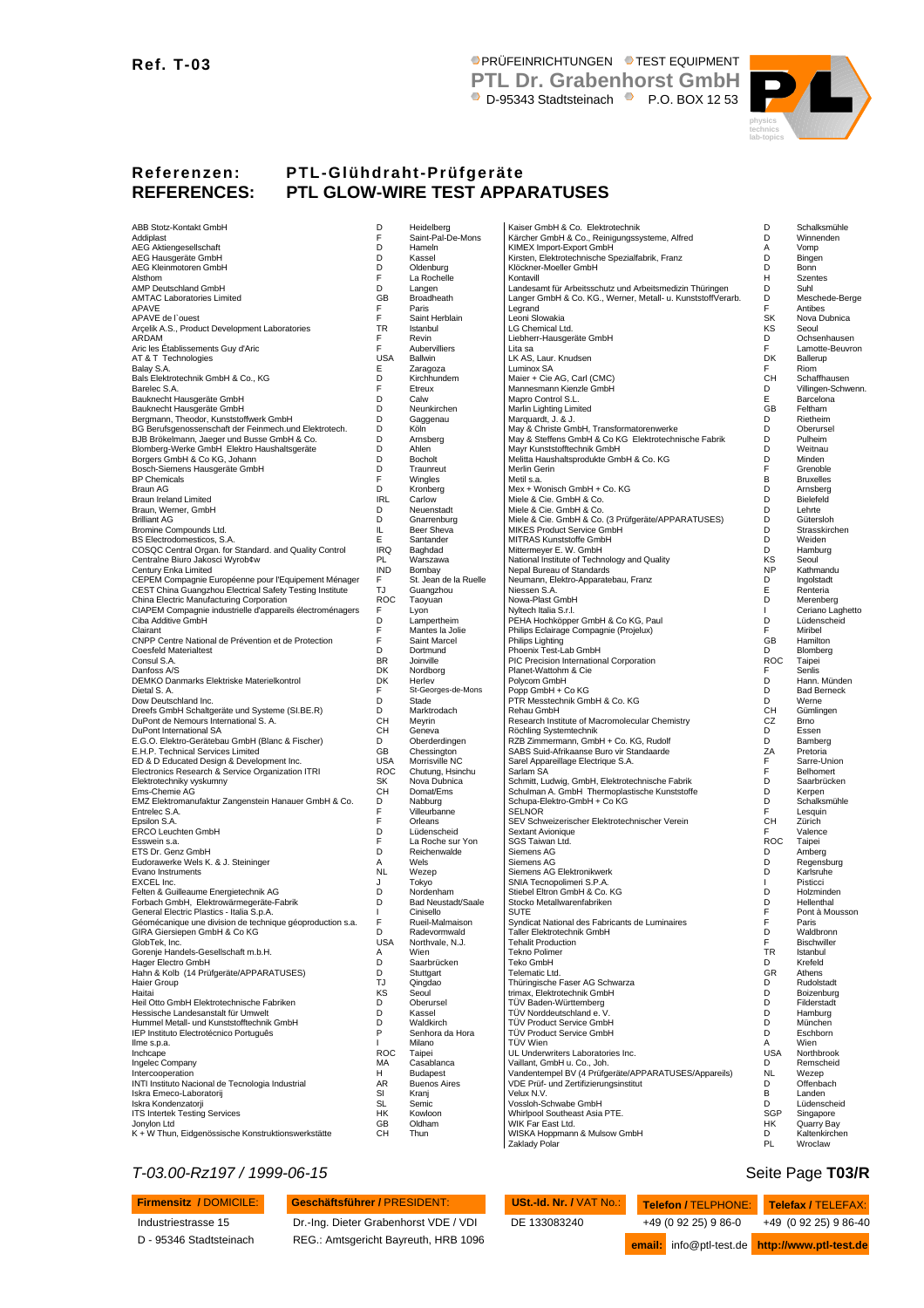**Ref. T-03**

PRÜFEINRICHTUNGEN • TEST EQUIPMENT
**PTL Dr. Grabenhorst GmbH**
D-95343 Stadtsteinach • P.O. BOX 12 53

physics
technics
lab-topics

# Referenzen: PTL-Glühdraht-Prüfgeräte
# REFERENCES: PTL GLOW-WIRE TEST APPARATUSES

| | | |
|---|---|---|
| ABB Stotz-Kontakt GmbH | D | Heidelberg |
| Addiplast | F | Saint-Pal-De-Mons |
| AEG Aktiengesellschaft | D | Hameln |
| AEG Hausgeräte GmbH | D | Kassel |
| AEG Kleinmotoren GmbH | D | Oldenburg |
| Alsthom | F | La Rochelle |
| AMP Deutschland GmbH | D | Langen |
| AMTAC Laboratories Limited | GB | Broadheath |
| APAVE | F | Paris |
| APAVE de l`ouest | F | Saint Herblain |
| Arçelik A.S., Product Development Laboratories | TR | Istanbul |
| ARDAM | F | Revin |
| Aric les Établissements Guy d'Aric | F | Aubervilliers |
| AT & T Technologies | USA | Ballwin |
| Balay S.A. | E | Zaragoza |
| Bals Elektrotechnik GmbH & Co., KG | D | Kirchhundem |
| Barelec S.A. | F | Etreux |
| Bauknecht Hausgeräte GmbH | D | Calw |
| Bauknecht Hausgeräte GmbH | D | Neunkirchen |
| Bergmann, Theodor, Kunststoffwerk GmbH | D | Gaggenau |
| BG Berufsgenossenschaft der Feinmech.und Elektrotech. | D | Köln |
| BJB Brökelmann, Jaeger und Busse GmbH & Co. | D | Arnsberg |
| Blomberg-Werke GmbH Elektro Haushaltsgeräte | D | Ahlen |
| Borgers GmbH & Co KG, Johann | D | Bocholt |
| Bosch-Siemens Hausgeräte GmbH | D | Traunreut |
| BP Chemicals | F | Wingles |
| Braun AG | D | Kronberg |
| Braun Ireland Limited | IRL | Carlow |
| Braun, Werner, GmbH | D | Neuenstadt |
| Brilliant AG | D | Gnarrenburg |
| Bromine Compounds Ltd. | IL | Beer Sheva |
| BS Electrodomesticos, S.A. | E | Santander |
| COSQC Central Organ. for Standard. and Quality Control | IRQ | Baghdad |
| Centralne Biuro Jakosci Wyrob¢w | PL | Warszawa |
| Century Enka Limited | IND | Bombay |
| CEPEM Compagnie Européenne pour l'Equipement Ménager | F | St. Jean de la Ruelle |
| CEST China Guangzhou Electrical Safety Testing Institute | TJ | Guangzhou |
| China Electric Manufacturing Corporation | ROC | Taoyuan |
| CIAPEM Compagnie industrielle d'appareils électroménagers | F | Lyon |
| Ciba Additive GmbH | D | Lampertheim |
| Clairant | F | Mantes la Jolie |
| CNPP Centre National de Prévention et de Protection | F | Saint Marcel |
| Coesfeld Materialtest | D | Dortmund |
| Consul S.A. | BR | Joinville |
| Danfoss A/S | DK | Nordborg |
| DEMKO Danmarks Elektriske Materielkontrol | DK | Herlev |
| Dietal S. A. | F | St-Georges-de-Mons |
| Dow Deutschland Inc. | D | Stade |
| Dreefs GmbH Schaltgeräte und Systeme (SI.BE.R) | D | Marktrodach |
| DuPont de Nemours International S. A. | CH | Meyrin |
| DuPont International SA | CH | Geneva |
| E.G.O. Elektro-Gerätebau GmbH (Blanc & Fischer) | D | Oberderdingen |
| E.H.P. Technical Services Limited | GB | Chessington |
| ED & D Educated Design & Development Inc. | USA | Morrisville NC |
| Electronics Research & Service Organization ITRI | ROC | Chutung, Hsinchu |
| Elektrotechniky vyskumny | SK | Nova Dubnica |
| Ems-Chemie AG | CH | Domat/Ems |
| EMZ Elektromanufaktur Zangenstein Hanauer GmbH & Co. | D | Nabburg |
| Entrelec S.A. | F | Villeurbanne |
| Epsilon S.A. | F | Orleans |
| ERCO Leuchten GmbH | D | Lüdenscheid |
| Esswein s.a. | F | La Roche sur Yon |
| ETS Dr. Genz GmbH | D | Reichenwalde |
| Eudorawerke Wels K. & J. Steininger | A | Wels |
| Evano Instruments | NL | Wezep |
| EXCEL Inc. | J | Tokyo |
| Felten & Guilleaume Energietechnik AG | D | Nordenham |
| Forbach GmbH, Elektrowärmegeräte-Fabrik | D | Bad Neustadt/Saale |
| General Electric Plastics - Italia S.p.A. | I | Cinisello |
| Géomécanique une division de technique géoproduction s.a. | F | Rueil-Malmaison |
| GIRA Giersiepen GmbH & Co KG | D | Radevormwald |
| GlobTek, Inc. | USA | Northvale, N.J. |
| Gorenje Handels-Gesellschaft m.b.H. | A | Wien |
| Hager Electro GmbH | D | Saarbrücken |
| Hahn & Kolb (14 Prüfgeräte/APPARATUSES) | D | Stuttgart |
| Haier Group | TJ | Qingdao |
| Haitai | KS | Seoul |
| Heil Otto GmbH Elektrotechnische Fabriken | D | Oberursel |
| Hessische Landesanstalt für Umwelt | D | Kassel |
| Hummel Metall- und Kunststofftechnik GmbH | D | Waldkirch |
| IEP Instituto Electrotécnico Português | P | Senhora da Hora |
| Ilme s.p.a. | I | Milano |
| Inchcape | ROC | Taipei |
| Ingelec Company | MA | Casablanca |
| Intercooperation | H | Budapest |
| INTI Instituto Nacional de Tecnologia Industrial | AR | Buenos Aires |
| Iskra Emeco-Laboratorij | SI | Kranj |
| Iskra Kondenzatorji | SL | Semic |
| ITS Intertek Testing Services | HK | Kowloon |
| Jonylon Ltd | GB | Oldham |
| K + W Thun, Eidgenössische Konstruktionswerkstätte | CH | Thun |
| Kaiser GmbH & Co. Elektrotechnik | D | Schalksmühle |
| Kärcher GmbH & Co., Reinigungssysteme, Alfred | D | Winnenden |
| KIMEX Import-Export GmbH | A | Vomp |
| Kirsten, Elektrotechnische Spezialfabrik, Franz | D | Bingen |
| Klöckner-Moeller GmbH | D | Bonn |
| Kontavill | H | Szentes |
| Landesamt für Arbeitsschutz und Arbeitsmedizin Thüringen | D | Suhl |
| Langer GmbH & Co. KG., Werner, Metall- u. KunststoffVerarb. | D | Meschede-Berge |
| Legrand | F | Antibes |
| Leoni Slowakia | SK | Nova Dubnica |
| LG Chemical Ltd. | KS | Seoul |
| Liebherr-Hausgeräte GmbH | D | Ochsenhausen |
| Lita sa | F | Lamotte-Beuvron |
| LK AS, Laur. Knudsen | DK | Ballerup |
| Luminox SA | F | Riom |
| Maier + Cie AG, Carl (CMC) | CH | Schaffhausen |
| Mannesmann Kienzle GmbH | D | Villingen-Schwenn. |
| Mapro Control S.L. | E | Barcelona |
| Marlin Lighting Limited | GB | Feltham |
| Marquardt, J. & J. | D | Rietheim |
| May & Christe GmbH, Transformatorenwerke | D | Oberursel |
| May & Steffens GmbH & Co KG Elektrotechnische Fabrik | D | Pulheim |
| Mayr Kunststofftechnik GmbH | D | Weitnau |
| Melitta Haushaltsprodukte GmbH & Co. KG | D | Minden |
| Merlin Gerin | F | Grenoble |
| Metil s.a. | B | Bruxelles |
| Mex + Wonisch GmbH + Co. KG | D | Arnsberg |
| Miele & Cie. GmbH & Co. | D | Bielefeld |
| Miele & Cie. GmbH & Co. | D | Lehrte |
| Miele & Cie. GmbH & Co. (3 Prüfgeräte/APPARATUSES) | D | Gütersloh |
| MIKES Product Service GmbH | D | Strasskirchen |
| MITRAS Kunststoffe GmbH | D | Weiden |
| Mittermeyer E. W. GmbH | D | Hamburg |
| National Institute of Technology and Quality | KS | Seoul |
| Nepal Bureau of Standards | NP | Kathmandu |
| Neumann, Elektro-Apparatebau, Franz | D | Ingolstadt |
| Niessen S.A. | E | Renteria |
| Nowa-Plast GmbH | D | Merenberg |
| Nyltech Italia S.r.l. | I | Ceriano Laghetto |
| PEHA Hochköpper GmbH & Co KG, Paul | D | Lüdenscheid |
| Philips Eclairage Compagnie (Projelux) | F | Miribel |
| Philips Lighting | GB | Hamilton |
| Phoenix Test-Lab GmbH | D | Blomberg |
| PIC Precision International Corporation | ROC | Taipei |
| Planet-Wattohm & Cie | F | Senlis |
| Polycom GmbH | D | Hann. Münden |
| Popp GmbH + Co KG | D | Bad Berneck |
| PTR Messtechnik GmbH & Co. KG | D | Werne |
| Rehau GmbH | CH | Gümlingen |
| Research Institute of Macromolecular Chemistry | CZ | Brno |
| Röchling Systemtechnik | D | Essen |
| RZB Zimmermann, GmbH + Co. KG, Rudolf | D | Bamberg |
| SABS Suid-Afrikaanse Buro vir Standaarde | ZA | Pretoria |
| Sarel Appareillage Electrique S.A. | F | Sarre-Union |
| Sarlam SA | F | Belhomert |
| Schmitt, Ludwig, GmbH. Elektrotechnische Fabrik | D | Saarbrücken |
| Schulman A. GmbH Thermoplastische Kunststoffe | D | Kerpen |
| Schupa-Elektro-GmbH + Co KG | D | Schalksmühle |
| SELNOR | F | Lesquin |
| SEV Schweizerischer Elektrotechnischer Verein | CH | Zürich |
| Sextant Avionique | F | Valence |
| SGS Taiwan Ltd. | ROC | Taipei |
| Siemens AG | D | Amberg |
| Siemens AG | D | Regensburg |
| Siemens AG Elektronikwerk | D | Karlsruhe |
| SNIA Tecnopolimeri S.P.A. | I | Pisticci |
| Stiebel Eltron GmbH & Co. KG | D | Holzminden |
| Stocko Metallwarenfabriken | D | Hellenthal |
| SUTE | F | Pont à Mousson |
| Syndicat National des Fabricants de Luminaires | F | Paris |
| Taller Elektrotechnik GmbH | D | Waldbronn |
| Tehalit Production | F | Bischwiller |
| Tekno Polimer | TR | Istanbul |
| Teko GmbH | D | Krefeld |
| Telematic Ltd. | GR | Athens |
| Thüringische Faser AG Schwarza | D | Rudolstadt |
| trimax, Elektrotechnik GmbH | D | Boizenburg |
| TÜV Baden-Württemberg | D | Filderstadt |
| TÜV Norddeutschland e. V. | D | Hamburg |
| TÜV Product Service GmbH | D | München |
| TÜV Product Service GmbH | D | Eschborn |
| TÜV Wien | A | Wien |
| UL Underwriters Laboratories Inc. | USA | Northbrook |
| Vaillant, GmbH u. Co., Joh. | D | Remscheid |
| Vandentempel BV (4 Prüfgeräte/APPARATUSES/Appareils) | NL | Wezep |
| VDE Prüf- und Zertifizierungsinstitut | D | Offenbach |
| Velux N.V. | B | Landen |
| Vossloh-Schwabe GmbH | D | Lüdenscheid |
| Whirlpool Southeast Asia PTE. | SGP | Singapore |
| WIK Far East Ltd. | HK | Quarry Bay |
| WISKA Hoppmann & Mulsow GmbH | D | Kaltenkirchen |
| Zaklady Polar | PL | Wroclaw |

*T-03.00-Rz197 / 1999-06-15* — Seite Page **T03/R**

| **Firmensitz / DOMICILE:** | **Geschäftsführer / PRESIDENT:** | **USt.-Id. Nr. / VAT No.:** | **Telefon / TELPHONE:** | **Telefax / TELEFAX:** |
|---|---|---|---|---|
| Industriestrasse 15 | Dr.-Ing. Dieter Grabenhorst VDE / VDI | DE 133083240 | +49 (0 92 25) 9 86-0 | +49 (0 92 25) 9 86-40 |
| D - 95346 Stadtsteinach | REG.: Amtsgericht Bayreuth, HRB 1096 | | **email:** info@ptl-test.de | **http://www.ptl-test.de** |